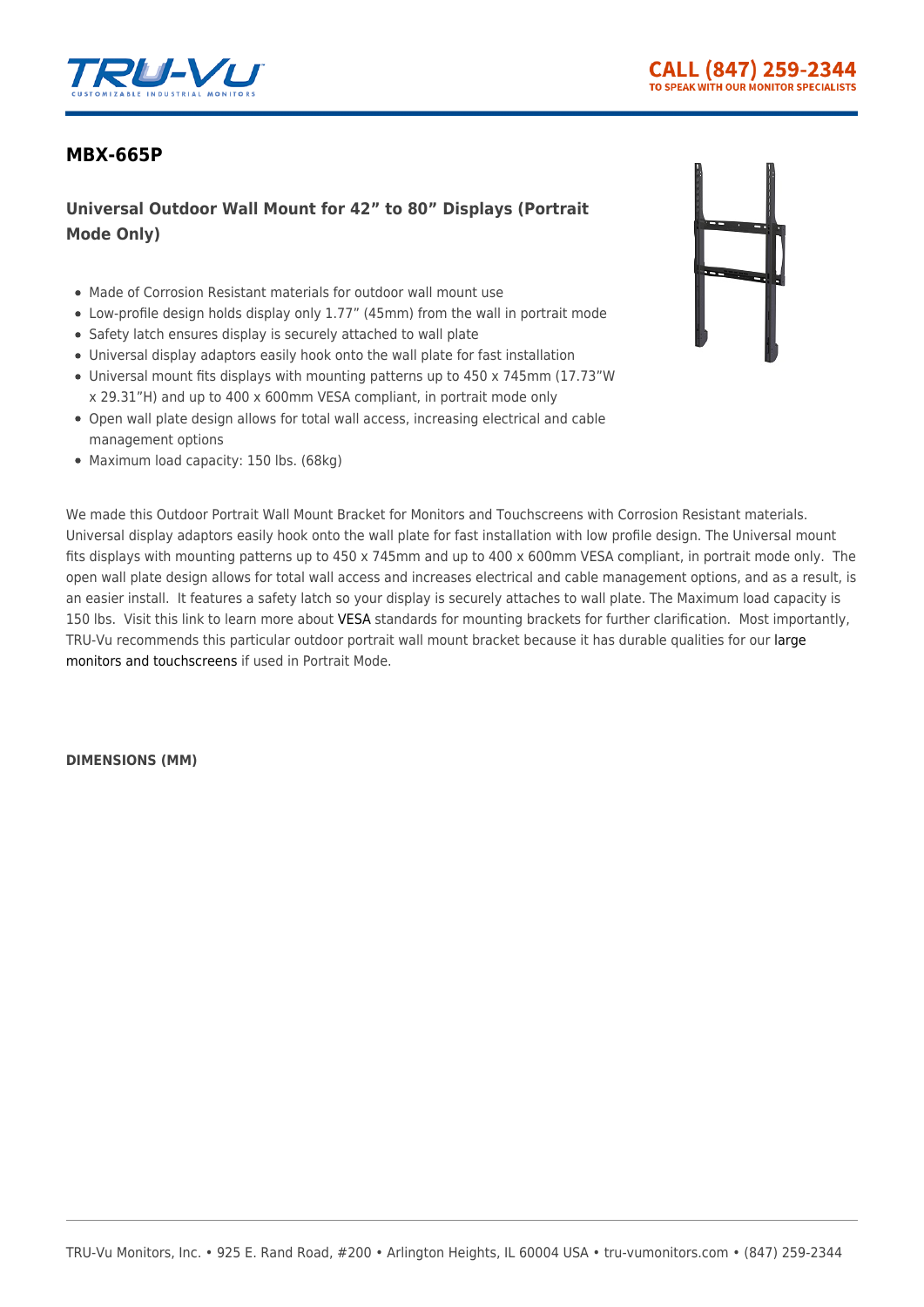## MBX-665P

### Universal Outdoor Wall Mount for 42” to 80” Displays (Portrait Mode Only)

- Made of Corrosion Resistant materials for outdoor wall mount use
- Low-profile design holds display only 1.77” (45mm) from the wall in portrait mode
- Safety latch ensures display is securely attached to wall plate
- Universal display adaptors easily hook onto the wall plate for fast installation
- Universal mount fits displays with mounting patterns up to 450 x 745mm (17.73”W x 29.31”H) and up to 400 x 600mm VESA compliant, in portrait mode only
- Open wall plate design allows for total wall access, increasing electrical and cable management options
- Maximum load capacity: 150 lbs. (68kg)

We made this Outdoor Portrait Wall Mount Bracket for Monitors and Touchscreens with Corrosion Resistant materials. Universal display adaptors easily hook onto the wall plate for fast installation with low profile design. The Universal mount fits displays with mounting patterns up to 450 x 745mm and up to 400 x 600mm VESA compliant, in portrait mode only. The open wall plate design allows for total wall access and increases electrical and cable management options, and as a result, is an easier install. It features a safety latch so your display is securely attaches to wall plate. The Maximum load capacity is 150 lbs. Visit this link to learn more about VESA standards for mounting brackets for further clarification. Most importantly, TRU-Vu recommends this particular outdoor portrait wall mount bracket because it has durable qualities for our large monitors and touchscreens if used in Portrait Mode.

**DIMENSIONS (MM)**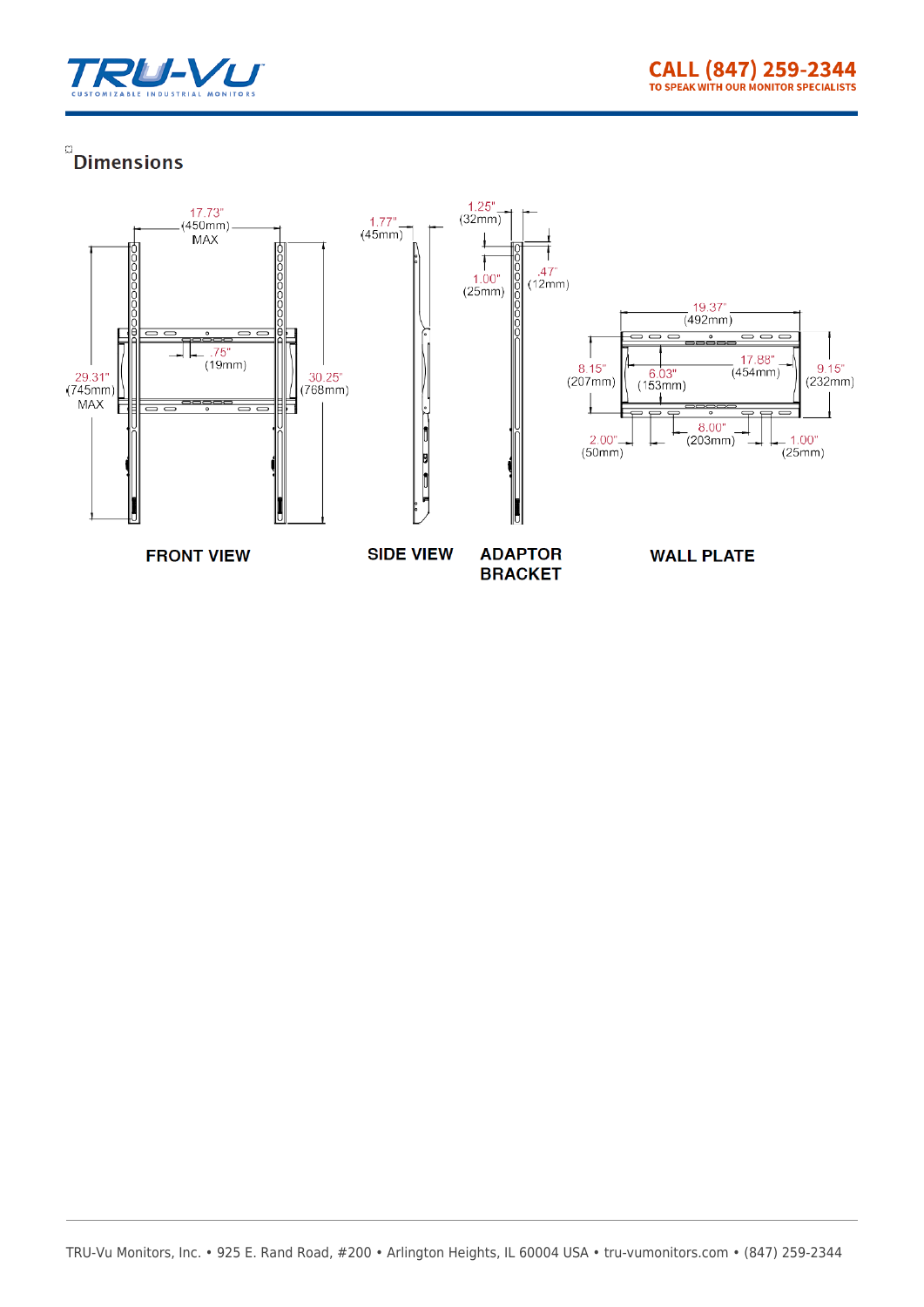## Dimensions

17.73"
(450mm)
MAX

.75"
(19mm)

29.31"
(745mm)
MAX

30.25"
(768mm)

1.77"
(45mm)

1.25"
(32mm)

1.00"
(25mm)

.47"
(12mm)

19.37"
(492mm)

8.15"
(207mm)

6.03"
(153mm)

17.88"
(454mm)

9.15"
(232mm)

2.00"
(50mm)

8.00"
(203mm)

1.00"
(25mm)

FRONT VIEW

SIDE VIEW

ADAPTOR BRACKET

WALL PLATE

TRU-Vu Monitors, Inc. • 925 E. Rand Road, #200 • Arlington Heights, IL 60004 USA • tru-vumonitors.com • (847) 259-2344